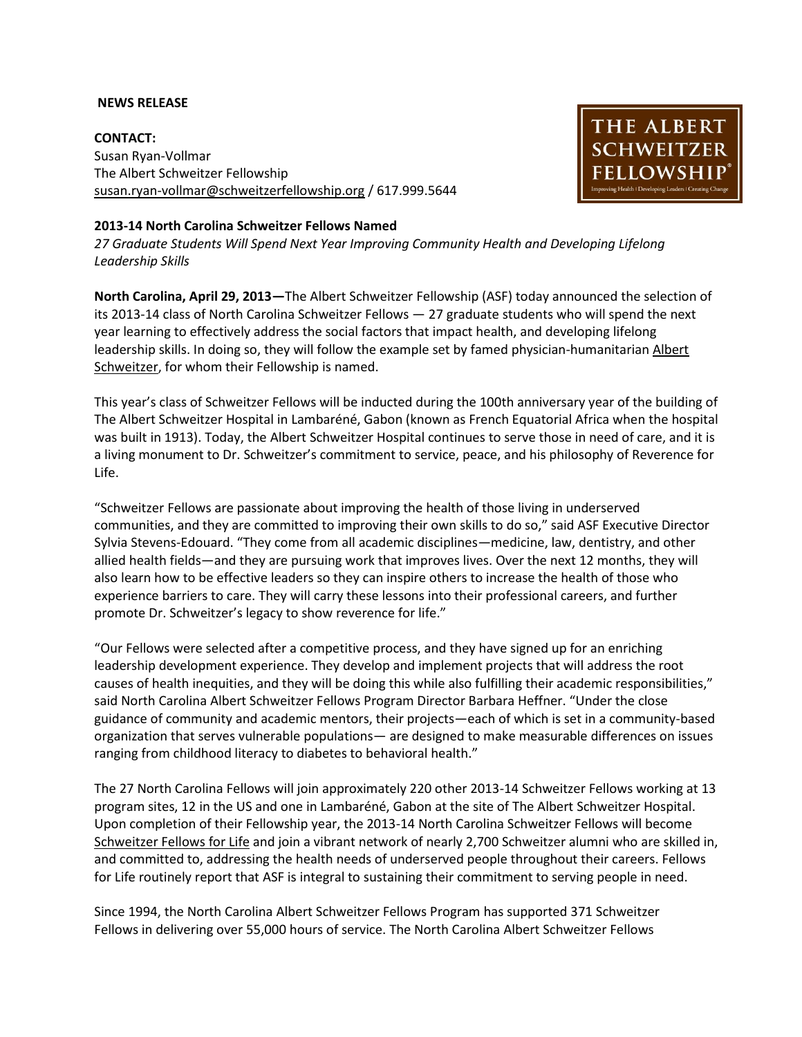**NEWS RELEASE**

**CONTACT:**
Susan Ryan-Vollmar
The Albert Schweitzer Fellowship
susan.ryan-vollmar@schweitzerfellowship.org / 617.999.5644

THE ALBERT SCHWEITZER FELLOWSHIP®
Improving Health | Developing Leaders | Creating Change

**2013-14 North Carolina Schweitzer Fellows Named**

*27 Graduate Students Will Spend Next Year Improving Community Health and Developing Lifelong Leadership Skills*

**North Carolina, April 29, 2013—**The Albert Schweitzer Fellowship (ASF) today announced the selection of its 2013-14 class of North Carolina Schweitzer Fellows — 27 graduate students who will spend the next year learning to effectively address the social factors that impact health, and developing lifelong leadership skills. In doing so, they will follow the example set by famed physician-humanitarian Albert Schweitzer, for whom their Fellowship is named.

This year's class of Schweitzer Fellows will be inducted during the 100th anniversary year of the building of The Albert Schweitzer Hospital in Lambaréné, Gabon (known as French Equatorial Africa when the hospital was built in 1913). Today, the Albert Schweitzer Hospital continues to serve those in need of care, and it is a living monument to Dr. Schweitzer's commitment to service, peace, and his philosophy of Reverence for Life.

"Schweitzer Fellows are passionate about improving the health of those living in underserved communities, and they are committed to improving their own skills to do so," said ASF Executive Director Sylvia Stevens-Edouard. "They come from all academic disciplines—medicine, law, dentistry, and other allied health fields—and they are pursuing work that improves lives. Over the next 12 months, they will also learn how to be effective leaders so they can inspire others to increase the health of those who experience barriers to care. They will carry these lessons into their professional careers, and further promote Dr. Schweitzer's legacy to show reverence for life."

"Our Fellows were selected after a competitive process, and they have signed up for an enriching leadership development experience. They develop and implement projects that will address the root causes of health inequities, and they will be doing this while also fulfilling their academic responsibilities," said North Carolina Albert Schweitzer Fellows Program Director Barbara Heffner. "Under the close guidance of community and academic mentors, their projects—each of which is set in a community-based organization that serves vulnerable populations— are designed to make measurable differences on issues ranging from childhood literacy to diabetes to behavioral health."

The 27 North Carolina Fellows will join approximately 220 other 2013-14 Schweitzer Fellows working at 13 program sites, 12 in the US and one in Lambaréné, Gabon at the site of The Albert Schweitzer Hospital. Upon completion of their Fellowship year, the 2013-14 North Carolina Schweitzer Fellows will become Schweitzer Fellows for Life and join a vibrant network of nearly 2,700 Schweitzer alumni who are skilled in, and committed to, addressing the health needs of underserved people throughout their careers. Fellows for Life routinely report that ASF is integral to sustaining their commitment to serving people in need.

Since 1994, the North Carolina Albert Schweitzer Fellows Program has supported 371 Schweitzer Fellows in delivering over 55,000 hours of service. The North Carolina Albert Schweitzer Fellows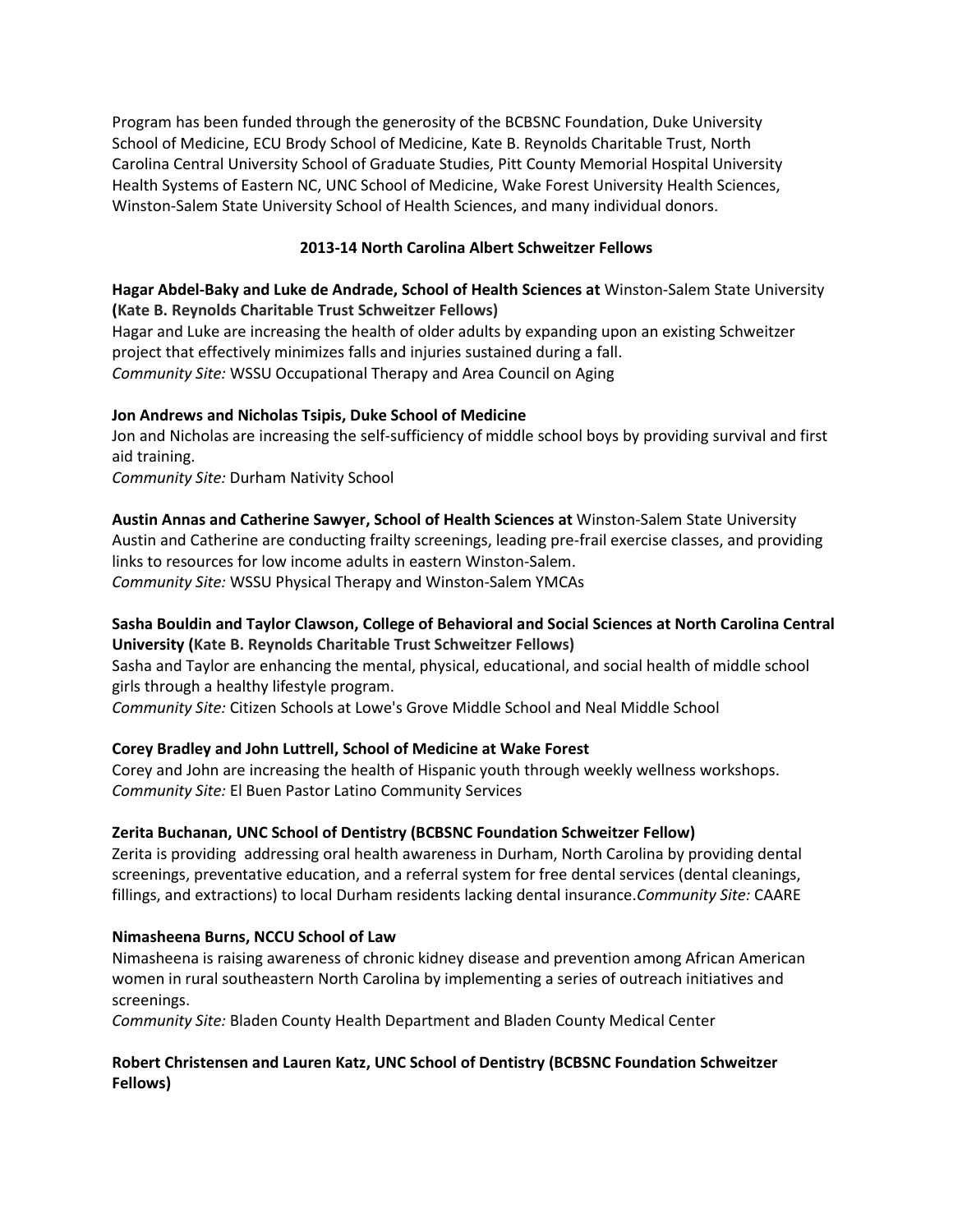Program has been funded through the generosity of the BCBSNC Foundation, Duke University School of Medicine, ECU Brody School of Medicine, Kate B. Reynolds Charitable Trust, North Carolina Central University School of Graduate Studies, Pitt County Memorial Hospital University Health Systems of Eastern NC, UNC School of Medicine, Wake Forest University Health Sciences, Winston-Salem State University School of Health Sciences, and many individual donors.

**2013-14 North Carolina Albert Schweitzer Fellows**

**Hagar Abdel-Baky and Luke de Andrade, School of Health Sciences at** Winston-Salem State University **(Kate B. Reynolds Charitable Trust Schweitzer Fellows)**
Hagar and Luke are increasing the health of older adults by expanding upon an existing Schweitzer project that effectively minimizes falls and injuries sustained during a fall.
*Community Site:* WSSU Occupational Therapy and Area Council on Aging

**Jon Andrews and Nicholas Tsipis, Duke School of Medicine**
Jon and Nicholas are increasing the self-sufficiency of middle school boys by providing survival and first aid training.
*Community Site:* Durham Nativity School

**Austin Annas and Catherine Sawyer, School of Health Sciences at** Winston-Salem State University
Austin and Catherine are conducting frailty screenings, leading pre-frail exercise classes, and providing links to resources for low income adults in eastern Winston-Salem.
*Community Site:* WSSU Physical Therapy and Winston-Salem YMCAs

**Sasha Bouldin and Taylor Clawson, College of Behavioral and Social Sciences at North Carolina Central University (Kate B. Reynolds Charitable Trust Schweitzer Fellows)**
Sasha and Taylor are enhancing the mental, physical, educational, and social health of middle school girls through a healthy lifestyle program.
*Community Site:* Citizen Schools at Lowe's Grove Middle School and Neal Middle School

**Corey Bradley and John Luttrell, School of Medicine at Wake Forest**
Corey and John are increasing the health of Hispanic youth through weekly wellness workshops.
*Community Site:* El Buen Pastor Latino Community Services

**Zerita Buchanan, UNC School of Dentistry (BCBSNC Foundation Schweitzer Fellow)**
Zerita is providing addressing oral health awareness in Durham, North Carolina by providing dental screenings, preventative education, and a referral system for free dental services (dental cleanings, fillings, and extractions) to local Durham residents lacking dental insurance.*Community Site:* CAARE

**Nimasheena Burns, NCCU School of Law**
Nimasheena is raising awareness of chronic kidney disease and prevention among African American women in rural southeastern North Carolina by implementing a series of outreach initiatives and screenings.
*Community Site:* Bladen County Health Department and Bladen County Medical Center

**Robert Christensen and Lauren Katz, UNC School of Dentistry (BCBSNC Foundation Schweitzer Fellows)**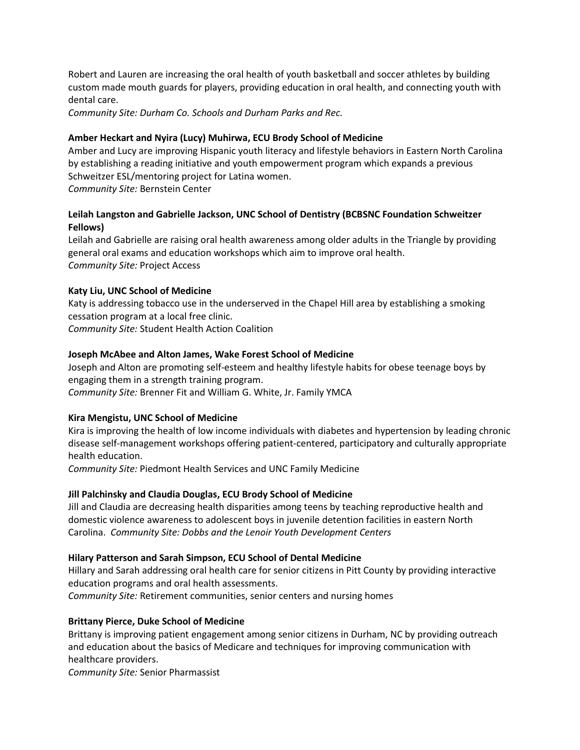Robert and Lauren are increasing the oral health of youth basketball and soccer athletes by building custom made mouth guards for players, providing education in oral health, and connecting youth with dental care.
*Community Site: Durham Co. Schools and Durham Parks and Rec.*

**Amber Heckart and Nyira (Lucy) Muhirwa, ECU Brody School of Medicine**
Amber and Lucy are improving Hispanic youth literacy and lifestyle behaviors in Eastern North Carolina by establishing a reading initiative and youth empowerment program which expands a previous Schweitzer ESL/mentoring project for Latina women.
*Community Site:* Bernstein Center

**Leilah Langston and Gabrielle Jackson, UNC School of Dentistry (BCBSNC Foundation Schweitzer Fellows)**
Leilah and Gabrielle are raising oral health awareness among older adults in the Triangle by providing general oral exams and education workshops which aim to improve oral health.
*Community Site:* Project Access

**Katy Liu, UNC School of Medicine**
Katy is addressing tobacco use in the underserved in the Chapel Hill area by establishing a smoking cessation program at a local free clinic.
*Community Site:* Student Health Action Coalition

**Joseph McAbee and Alton James, Wake Forest School of Medicine**
Joseph and Alton are promoting self-esteem and healthy lifestyle habits for obese teenage boys by engaging them in a strength training program.
*Community Site:* Brenner Fit and William G. White, Jr. Family YMCA

**Kira Mengistu, UNC School of Medicine**
Kira is improving the health of low income individuals with diabetes and hypertension by leading chronic disease self-management workshops offering patient-centered, participatory and culturally appropriate health education.
*Community Site:* Piedmont Health Services and UNC Family Medicine

**Jill Palchinsky and Claudia Douglas, ECU Brody School of Medicine**
Jill and Claudia are decreasing health disparities among teens by teaching reproductive health and domestic violence awareness to adolescent boys in juvenile detention facilities in eastern North Carolina. *Community Site: Dobbs and the Lenoir Youth Development Centers*

**Hilary Patterson and Sarah Simpson, ECU School of Dental Medicine**
Hillary and Sarah addressing oral health care for senior citizens in Pitt County by providing interactive education programs and oral health assessments.
*Community Site:* Retirement communities, senior centers and nursing homes

**Brittany Pierce, Duke School of Medicine**
Brittany is improving patient engagement among senior citizens in Durham, NC by providing outreach and education about the basics of Medicare and techniques for improving communication with healthcare providers.
*Community Site:* Senior Pharmassist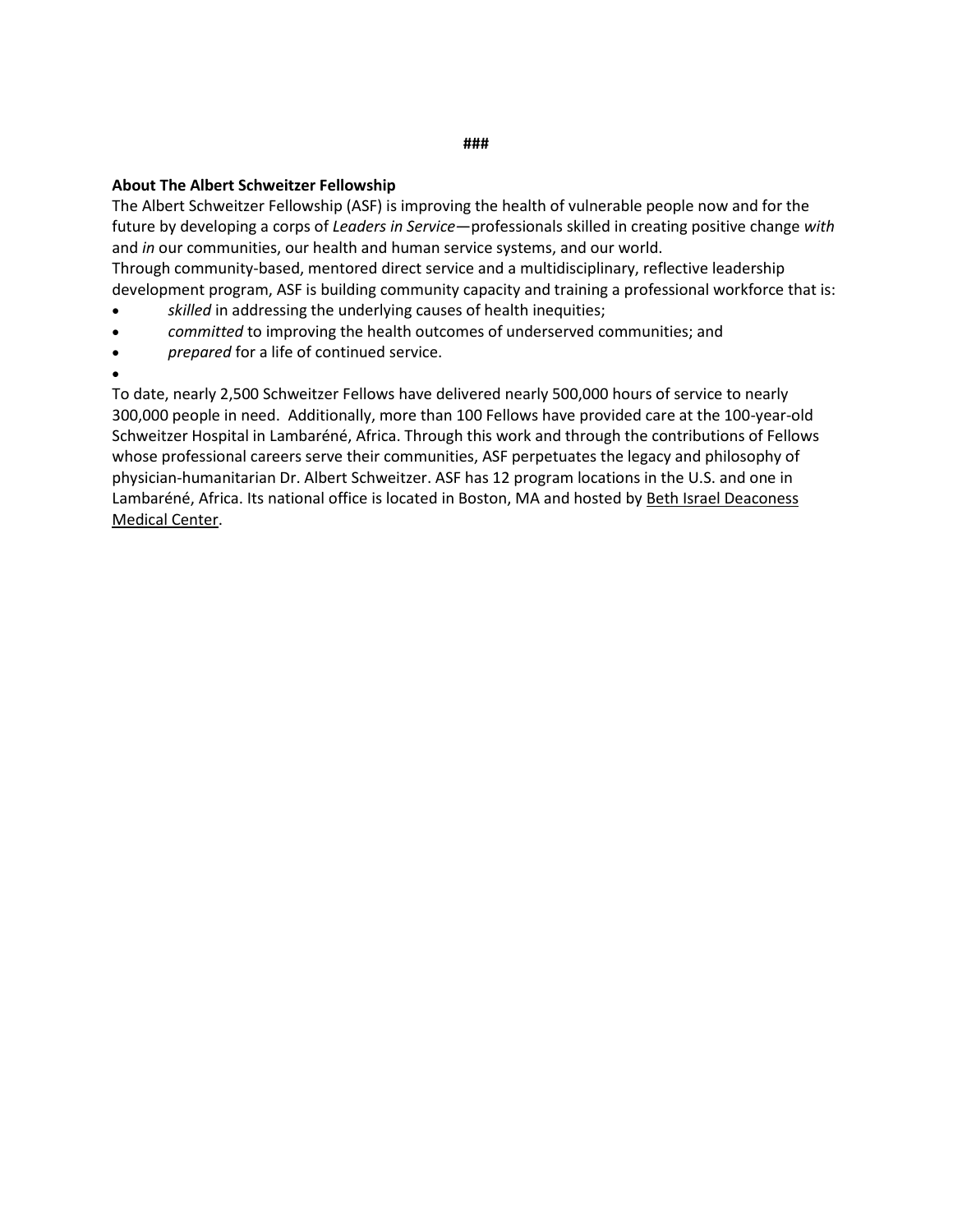###

**About The Albert Schweitzer Fellowship**

The Albert Schweitzer Fellowship (ASF) is improving the health of vulnerable people now and for the future by developing a corps of *Leaders in Service*—professionals skilled in creating positive change *with* and *in* our communities, our health and human service systems, and our world.
Through community-based, mentored direct service and a multidisciplinary, reflective leadership development program, ASF is building community capacity and training a professional workforce that is:

- *skilled* in addressing the underlying causes of health inequities;
- *committed* to improving the health outcomes of underserved communities; and
- *prepared* for a life of continued service.
-

To date, nearly 2,500 Schweitzer Fellows have delivered nearly 500,000 hours of service to nearly 300,000 people in need. Additionally, more than 100 Fellows have provided care at the 100-year-old Schweitzer Hospital in Lambaréné, Africa. Through this work and through the contributions of Fellows whose professional careers serve their communities, ASF perpetuates the legacy and philosophy of physician-humanitarian Dr. Albert Schweitzer. ASF has 12 program locations in the U.S. and one in Lambaréné, Africa. Its national office is located in Boston, MA and hosted by Beth Israel Deaconess Medical Center.